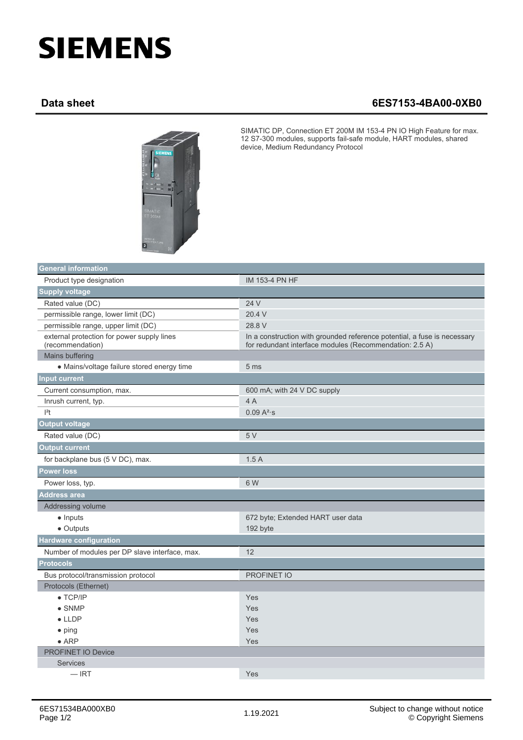# SIEMENS

## Data sheet 6ES7153-4BA00-0XB0

SIMATIC DP, Connection ET 200M IM 153-4 PN IO High Feature for max. 12 S7-300 modules, supports fail-safe module, HART modules, shared device, Medium Redundancy Protocol

| **General information** | |
|---|---|
| Product type designation | IM 153-4 PN HF |
| **Supply voltage** | |
| Rated value (DC) | 24 V |
| permissible range, lower limit (DC) | 20.4 V |
| permissible range, upper limit (DC) | 28.8 V |
| external protection for power supply lines (recommendation) | In a construction with grounded reference potential, a fuse is necessary for redundant interface modules (Recommendation: 2.5 A) |
| Mains buffering | |
| • Mains/voltage failure stored energy time | 5 ms |
| **Input current** | |
| Current consumption, max. | 600 mA; with 24 V DC supply |
| Inrush current, typ. | 4 A |
| $I^2t$ | 0.09 $A^2 \cdot s$ |
| **Output voltage** | |
| Rated value (DC) | 5 V |
| **Output current** | |
| for backplane bus (5 V DC), max. | 1.5 A |
| **Power loss** | |
| Power loss, typ. | 6 W |
| **Address area** | |
| Addressing volume | |
| • Inputs | 672 byte; Extended HART user data |
| • Outputs | 192 byte |
| **Hardware configuration** | |
| Number of modules per DP slave interface, max. | 12 |
| **Protocols** | |
| Bus protocol/transmission protocol | PROFINET IO |
| Protocols (Ethernet) | |
| • TCP/IP | Yes |
| • SNMP | Yes |
| • LLDP | Yes |
| • ping | Yes |
| • ARP | Yes |
| PROFINET IO Device | |
| Services | |
| — IRT | Yes |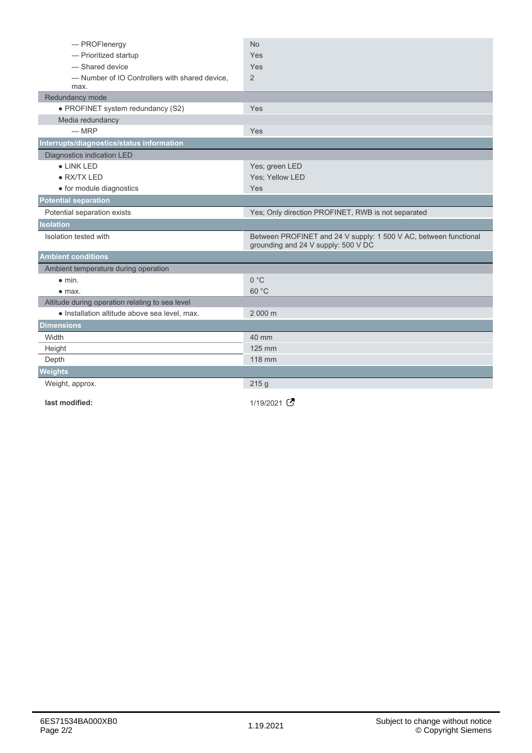| | |
|---|---|
| — PROFIenergy | No |
| — Prioritized startup | Yes |
| — Shared device | Yes |
| — Number of IO Controllers with shared device, max. | 2 |
| Redundancy mode | |
| • PROFINET system redundancy (S2) | Yes |
| Media redundancy | |
| — MRP | Yes |
| **Interrupts/diagnostics/status information** | |
| Diagnostics indication LED | |
| • LINK LED | Yes; green LED |
| • RX/TX LED | Yes; Yellow LED |
| • for module diagnostics | Yes |
| **Potential separation** | |
| Potential separation exists | Yes; Only direction PROFINET, RWB is not separated |
| **Isolation** | |
| Isolation tested with | Between PROFINET and 24 V supply: 1 500 V AC, between functional grounding and 24 V supply: 500 V DC |
| **Ambient conditions** | |
| Ambient temperature during operation | |
| • min. | 0 °C |
| • max. | 60 °C |
| Altitude during operation relating to sea level | |
| • Installation altitude above sea level, max. | 2 000 m |
| **Dimensions** | |
| Width | 40 mm |
| Height | 125 mm |
| Depth | 118 mm |
| **Weights** | |
| Weight, approx. | 215 g |

**last modified:** 1/19/2021